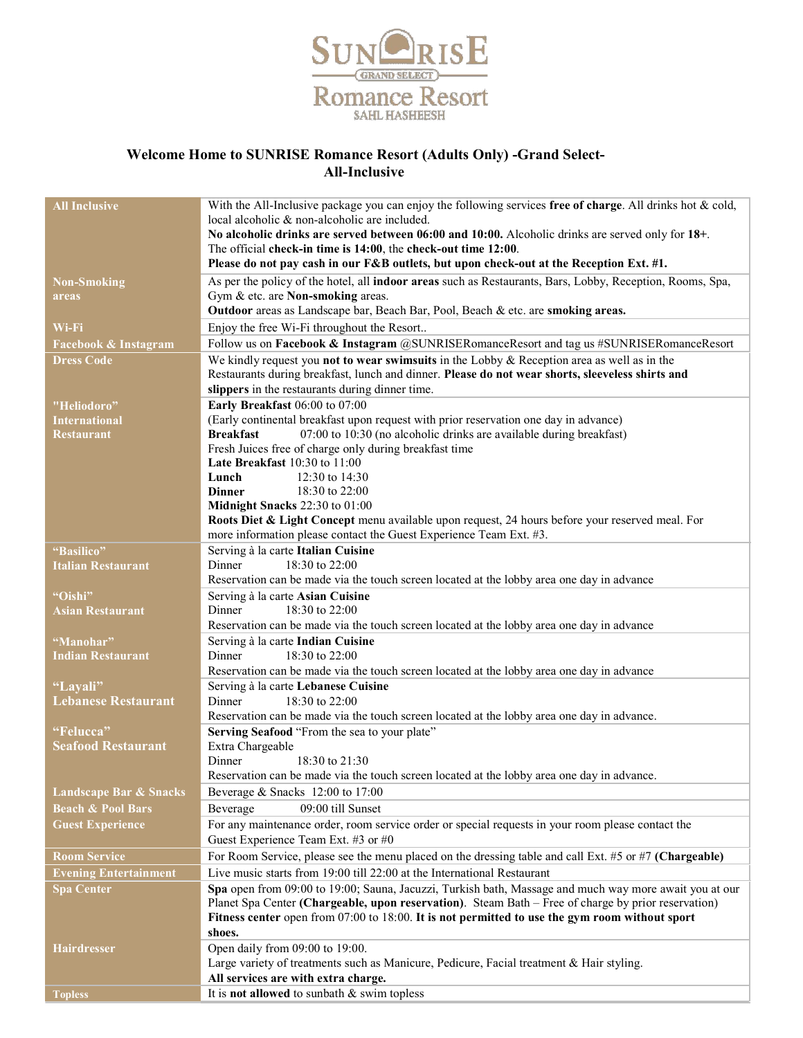SUNRISE GRAND SELECT Romance Resort SAHL HASHEESH

# Welcome Home to SUNRISE Romance Resort (Adults Only) -Grand Select-
# All-Inclusive

| | |
|---|---|
| **All Inclusive** | With the All-Inclusive package you can enjoy the following services **free of charge**. All drinks hot & cold, local alcoholic & non-alcoholic are included.<br>**No alcoholic drinks are served between 06:00 and 10:00.** Alcoholic drinks are served only for **18+**.<br>The official **check-in time is 14:00**, the **check-out time 12:00**.<br>**Please do not pay cash in our F&B outlets, but upon check-out at the Reception Ext. #1.** |
| **Non-Smoking areas** | As per the policy of the hotel, all **indoor areas** such as Restaurants, Bars, Lobby, Reception, Rooms, Spa, Gym & etc. are **Non-smoking** areas.<br>**Outdoor** areas as Landscape bar, Beach Bar, Pool, Beach & etc. are **smoking areas.** |
| **Wi-Fi** | Enjoy the free Wi-Fi throughout the Resort.. |
| **Facebook & Instagram** | Follow us on **Facebook & Instagram** @SUNRISERomanceResort and tag us #SUNRISERomanceResort |
| **Dress Code** | We kindly request you **not to wear swimsuits** in the Lobby & Reception area as well as in the Restaurants during breakfast, lunch and dinner. **Please do not wear shorts, sleeveless shirts and slippers** in the restaurants during dinner time. |
| **"Heliodoro" International Restaurant** | **Early Breakfast** 06:00 to 07:00<br>(Early continental breakfast upon request with prior reservation one day in advance)<br>**Breakfast** 07:00 to 10:30 (no alcoholic drinks are available during breakfast)<br>Fresh Juices free of charge only during breakfast time<br>**Late Breakfast** 10:30 to 11:00<br>**Lunch** 12:30 to 14:30<br>**Dinner** 18:30 to 22:00<br>**Midnight Snacks** 22:30 to 01:00<br>**Roots Diet & Light Concept** menu available upon request, 24 hours before your reserved meal. For more information please contact the Guest Experience Team Ext. #3. |
| **"Basilico" Italian Restaurant** | Serving à la carte **Italian Cuisine**<br>Dinner 18:30 to 22:00<br>Reservation can be made via the touch screen located at the lobby area one day in advance |
| **"Oishi" Asian Restaurant** | Serving à la carte **Asian Cuisine**<br>Dinner 18:30 to 22:00<br>Reservation can be made via the touch screen located at the lobby area one day in advance |
| **"Manohar" Indian Restaurant** | Serving à la carte **Indian Cuisine**<br>Dinner 18:30 to 22:00<br>Reservation can be made via the touch screen located at the lobby area one day in advance |
| **"Layali" Lebanese Restaurant** | Serving à la carte **Lebanese Cuisine**<br>Dinner 18:30 to 22:00<br>Reservation can be made via the touch screen located at the lobby area one day in advance. |
| **"Felucca" Seafood Restaurant** | **Serving Seafood** "From the sea to your plate"<br>Extra Chargeable<br>Dinner 18:30 to 21:30<br>Reservation can be made via the touch screen located at the lobby area one day in advance. |
| **Landscape Bar & Snacks** | Beverage & Snacks 12:00 to 17:00 |
| **Beach & Pool Bars** | Beverage 09:00 till Sunset |
| **Guest Experience** | For any maintenance order, room service order or special requests in your room please contact the Guest Experience Team Ext. #3 or #0 |
| **Room Service** | For Room Service, please see the menu placed on the dressing table and call Ext. #5 or #7 **(Chargeable)** |
| **Evening Entertainment** | Live music starts from 19:00 till 22:00 at the International Restaurant |
| **Spa Center** | **Spa** open from 09:00 to 19:00; Sauna, Jacuzzi, Turkish bath, Massage and much way more await you at our Planet Spa Center **(Chargeable, upon reservation)**. Steam Bath – Free of charge by prior reservation)<br>**Fitness center** open from 07:00 to 18:00. **It is not permitted to use the gym room without sport shoes.** |
| **Hairdresser** | Open daily from 09:00 to 19:00.<br>Large variety of treatments such as Manicure, Pedicure, Facial treatment & Hair styling.<br>**All services are with extra charge.** |
| **Topless** | It is **not allowed** to sunbath & swim topless |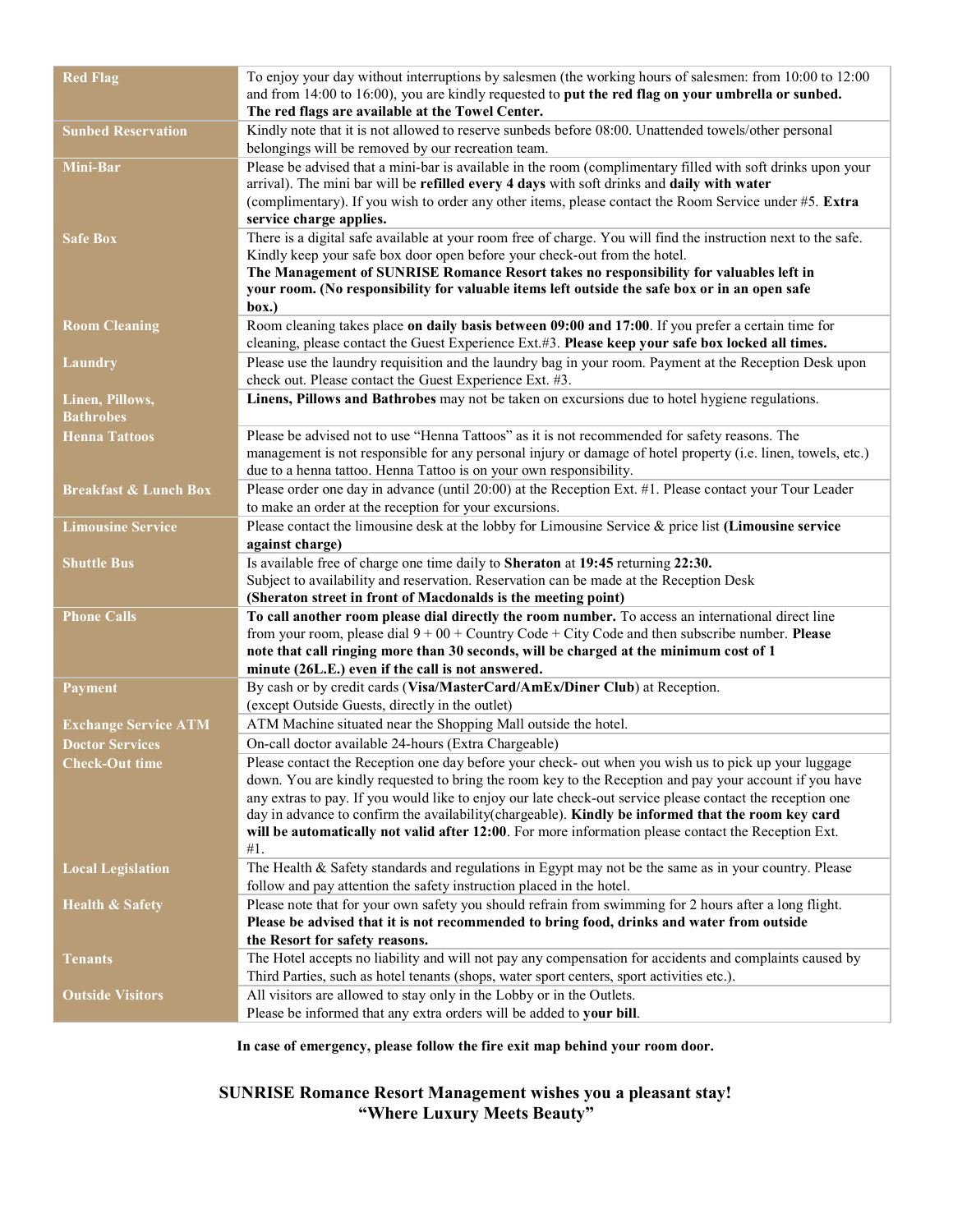| | |
|---|---|
| **Red Flag** | To enjoy your day without interruptions by salesmen (the working hours of salesmen: from 10:00 to 12:00 and from 14:00 to 16:00), you are kindly requested to **put the red flag on your umbrella or sunbed. The red flags are available at the Towel Center.** |
| **Sunbed Reservation** | Kindly note that it is not allowed to reserve sunbeds before 08:00. Unattended towels/other personal belongings will be removed by our recreation team. |
| **Mini-Bar** | Please be advised that a mini-bar is available in the room (complimentary filled with soft drinks upon your arrival). The mini bar will be **refilled every 4 days** with soft drinks and **daily with water** (complimentary). If you wish to order any other items, please contact the Room Service under #5. **Extra service charge applies.** |
| **Safe Box** | There is a digital safe available at your room free of charge. You will find the instruction next to the safe. Kindly keep your safe box door open before your check-out from the hotel. **The Management of SUNRISE Romance Resort takes no responsibility for valuables left in your room. (No responsibility for valuable items left outside the safe box or in an open safe box.)** |
| **Room Cleaning** | Room cleaning takes place **on daily basis between 09:00 and 17:00**. If you prefer a certain time for cleaning, please contact the Guest Experience Ext.#3. **Please keep your safe box locked all times.** |
| **Laundry** | Please use the laundry requisition and the laundry bag in your room. Payment at the Reception Desk upon check out. Please contact the Guest Experience Ext. #3. |
| **Linen, Pillows, Bathrobes** | **Linens, Pillows and Bathrobes** may not be taken on excursions due to hotel hygiene regulations. |
| **Henna Tattoos** | Please be advised not to use "Henna Tattoos" as it is not recommended for safety reasons. The management is not responsible for any personal injury or damage of hotel property (i.e. linen, towels, etc.) due to a henna tattoo. Henna Tattoo is on your own responsibility. |
| **Breakfast & Lunch Box** | Please order one day in advance (until 20:00) at the Reception Ext. #1. Please contact your Tour Leader to make an order at the reception for your excursions. |
| **Limousine Service** | Please contact the limousine desk at the lobby for Limousine Service & price list **(Limousine service against charge)** |
| **Shuttle Bus** | Is available free of charge one time daily to **Sheraton** at **19:45** returning **22:30.** Subject to availability and reservation. Reservation can be made at the Reception Desk **(Sheraton street in front of Macdonalds is the meeting point)** |
| **Phone Calls** | **To call another room please dial directly the room number.** To access an international direct line from your room, please dial 9 + 00 + Country Code + City Code and then subscribe number. **Please note that call ringing more than 30 seconds, will be charged at the minimum cost of 1 minute (26L.E.) even if the call is not answered.** |
| **Payment** | By cash or by credit cards (**Visa/MasterCard/AmEx/Diner Club**) at Reception. (except Outside Guests, directly in the outlet) |
| **Exchange Service ATM** | ATM Machine situated near the Shopping Mall outside the hotel. |
| **Doctor Services** | On-call doctor available 24-hours (Extra Chargeable) |
| **Check-Out time** | Please contact the Reception one day before your check- out when you wish us to pick up your luggage down. You are kindly requested to bring the room key to the Reception and pay your account if you have any extras to pay. If you would like to enjoy our late check-out service please contact the reception one day in advance to confirm the availability(chargeable). **Kindly be informed that the room key card will be automatically not valid after 12:00**. For more information please contact the Reception Ext. #1. |
| **Local Legislation** | The Health & Safety standards and regulations in Egypt may not be the same as in your country. Please follow and pay attention the safety instruction placed in the hotel. |
| **Health & Safety** | Please note that for your own safety you should refrain from swimming for 2 hours after a long flight. **Please be advised that it is not recommended to bring food, drinks and water from outside the Resort for safety reasons.** |
| **Tenants** | The Hotel accepts no liability and will not pay any compensation for accidents and complaints caused by Third Parties, such as hotel tenants (shops, water sport centers, sport activities etc.). |
| **Outside Visitors** | All visitors are allowed to stay only in the Lobby or in the Outlets. Please be informed that any extra orders will be added to **your bill**. |

**In case of emergency, please follow the fire exit map behind your room door.**

**SUNRISE Romance Resort Management wishes you a pleasant stay!**
**"Where Luxury Meets Beauty"**